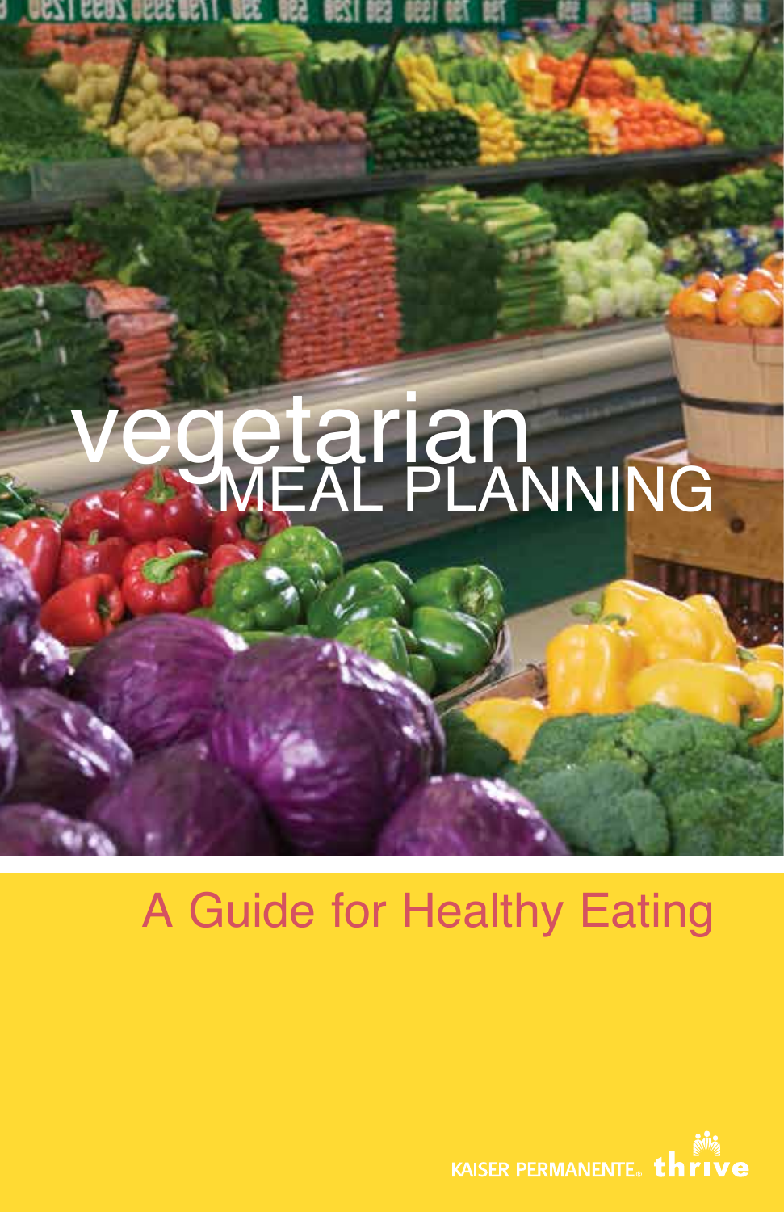# vegetarian MEAL PLANNING

## A Guide for Healthy Eating

KAISER PERMANENTE. thrive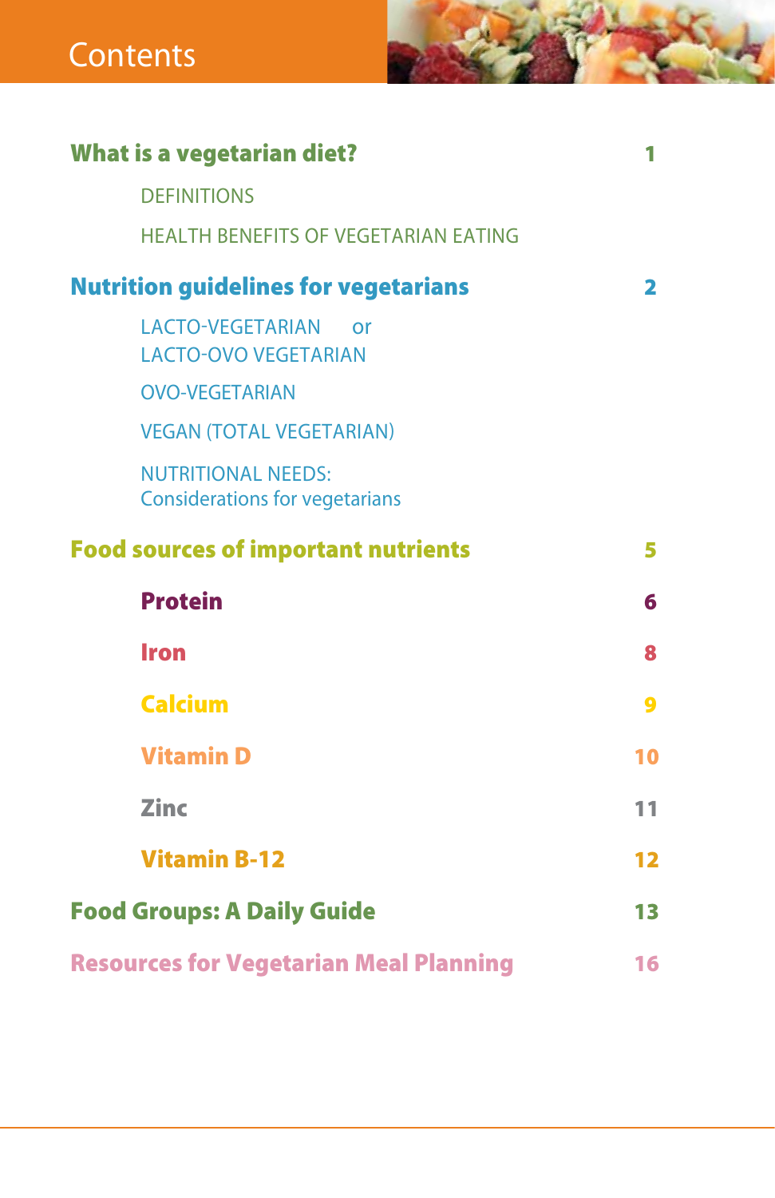# Contents

| | |
|---|---|
| **What is a vegetarian diet?** | **1** |
| DEFINITIONS | |
| HEALTH BENEFITS OF VEGETARIAN EATING | |
| **Nutrition guidelines for vegetarians** | **2** |
| LACTO-VEGETARIAN or LACTO-OVO VEGETARIAN | |
| OVO-VEGETARIAN | |
| VEGAN (TOTAL VEGETARIAN) | |
| NUTRITIONAL NEEDS: Considerations for vegetarians | |
| **Food sources of important nutrients** | **5** |
| **Protein** | **6** |
| **Iron** | **8** |
| **Calcium** | **9** |
| **Vitamin D** | **10** |
| **Zinc** | **11** |
| **Vitamin B-12** | **12** |
| **Food Groups: A Daily Guide** | **13** |
| **Resources for Vegetarian Meal Planning** | **16** |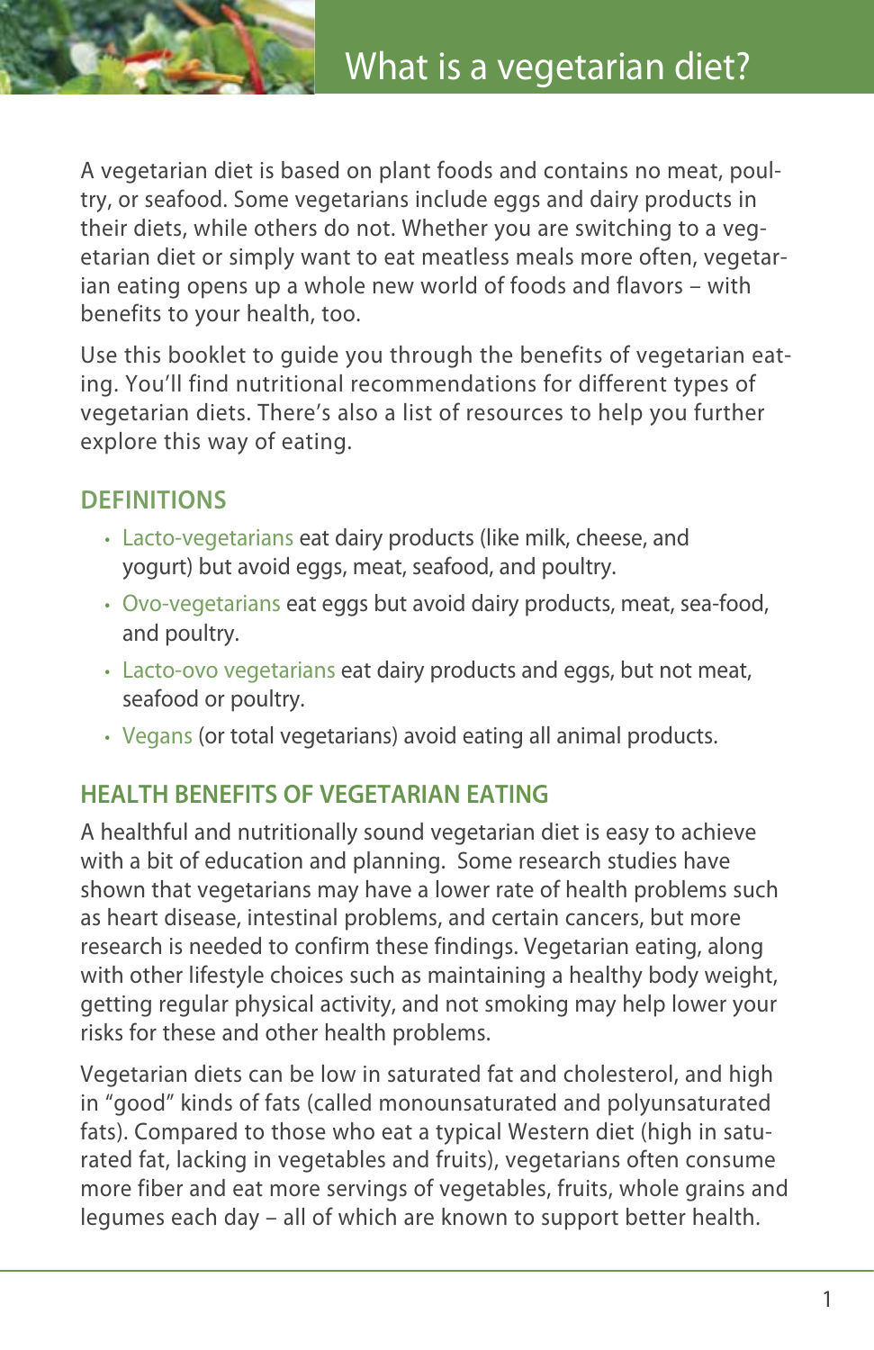# What is a vegetarian diet?

A vegetarian diet is based on plant foods and contains no meat, poultry, or seafood. Some vegetarians include eggs and dairy products in their diets, while others do not. Whether you are switching to a vegetarian diet or simply want to eat meatless meals more often, vegetarian eating opens up a whole new world of foods and flavors – with benefits to your health, too.

Use this booklet to guide you through the benefits of vegetarian eating. You'll find nutritional recommendations for different types of vegetarian diets. There's also a list of resources to help you further explore this way of eating.

## DEFINITIONS

- Lacto-vegetarians eat dairy products (like milk, cheese, and yogurt) but avoid eggs, meat, seafood, and poultry.
- Ovo-vegetarians eat eggs but avoid dairy products, meat, sea-food, and poultry.
- Lacto-ovo vegetarians eat dairy products and eggs, but not meat, seafood or poultry.
- Vegans (or total vegetarians) avoid eating all animal products.

## HEALTH BENEFITS OF VEGETARIAN EATING

A healthful and nutritionally sound vegetarian diet is easy to achieve with a bit of education and planning. Some research studies have shown that vegetarians may have a lower rate of health problems such as heart disease, intestinal problems, and certain cancers, but more research is needed to confirm these findings. Vegetarian eating, along with other lifestyle choices such as maintaining a healthy body weight, getting regular physical activity, and not smoking may help lower your risks for these and other health problems.

Vegetarian diets can be low in saturated fat and cholesterol, and high in "good" kinds of fats (called monounsaturated and polyunsaturated fats). Compared to those who eat a typical Western diet (high in saturated fat, lacking in vegetables and fruits), vegetarians often consume more fiber and eat more servings of vegetables, fruits, whole grains and legumes each day – all of which are known to support better health.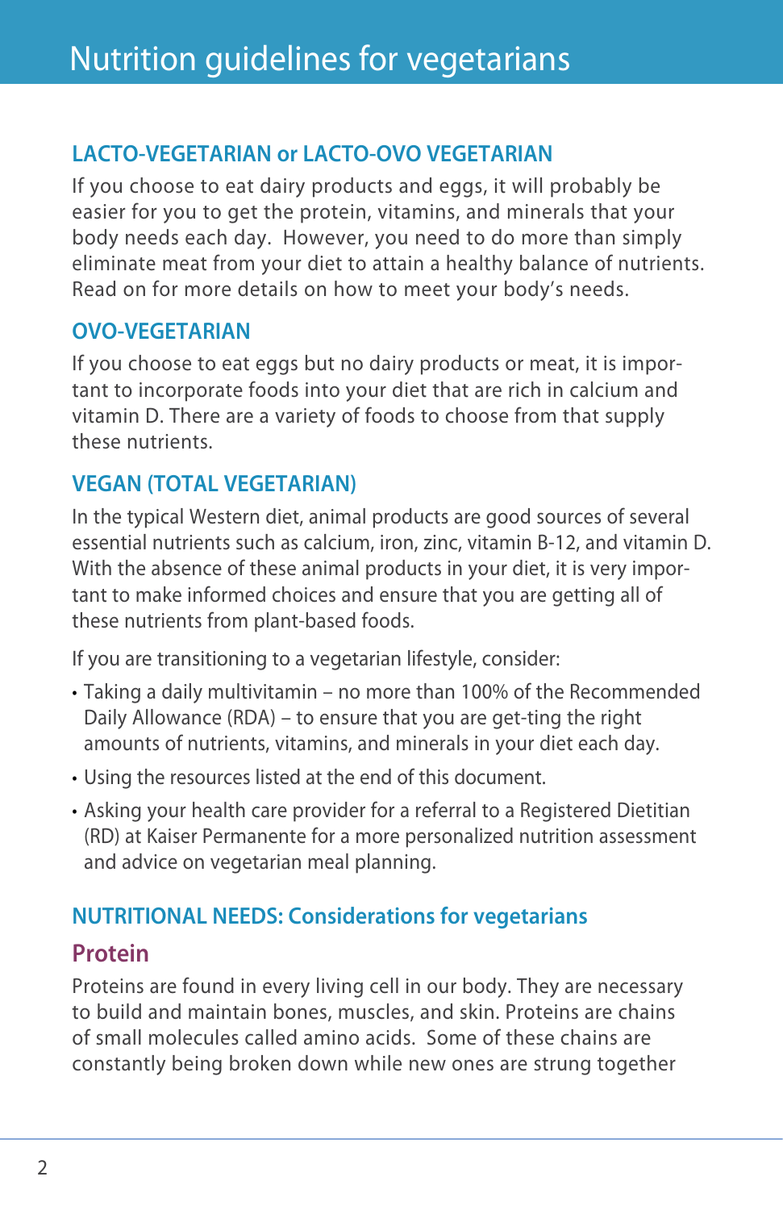# Nutrition guidelines for vegetarians

## LACTO-VEGETARIAN or LACTO-OVO VEGETARIAN

If you choose to eat dairy products and eggs, it will probably be easier for you to get the protein, vitamins, and minerals that your body needs each day. However, you need to do more than simply eliminate meat from your diet to attain a healthy balance of nutrients. Read on for more details on how to meet your body's needs.

## OVO-VEGETARIAN

If you choose to eat eggs but no dairy products or meat, it is important to incorporate foods into your diet that are rich in calcium and vitamin D. There are a variety of foods to choose from that supply these nutrients.

## VEGAN (TOTAL VEGETARIAN)

In the typical Western diet, animal products are good sources of several essential nutrients such as calcium, iron, zinc, vitamin B-12, and vitamin D. With the absence of these animal products in your diet, it is very important to make informed choices and ensure that you are getting all of these nutrients from plant-based foods.

If you are transitioning to a vegetarian lifestyle, consider:

- Taking a daily multivitamin – no more than 100% of the Recommended Daily Allowance (RDA) – to ensure that you are get-ting the right amounts of nutrients, vitamins, and minerals in your diet each day.
- Using the resources listed at the end of this document.
- Asking your health care provider for a referral to a Registered Dietitian (RD) at Kaiser Permanente for a more personalized nutrition assessment and advice on vegetarian meal planning.

## NUTRITIONAL NEEDS: Considerations for vegetarians

### Protein

Proteins are found in every living cell in our body. They are necessary to build and maintain bones, muscles, and skin. Proteins are chains of small molecules called amino acids. Some of these chains are constantly being broken down while new ones are strung together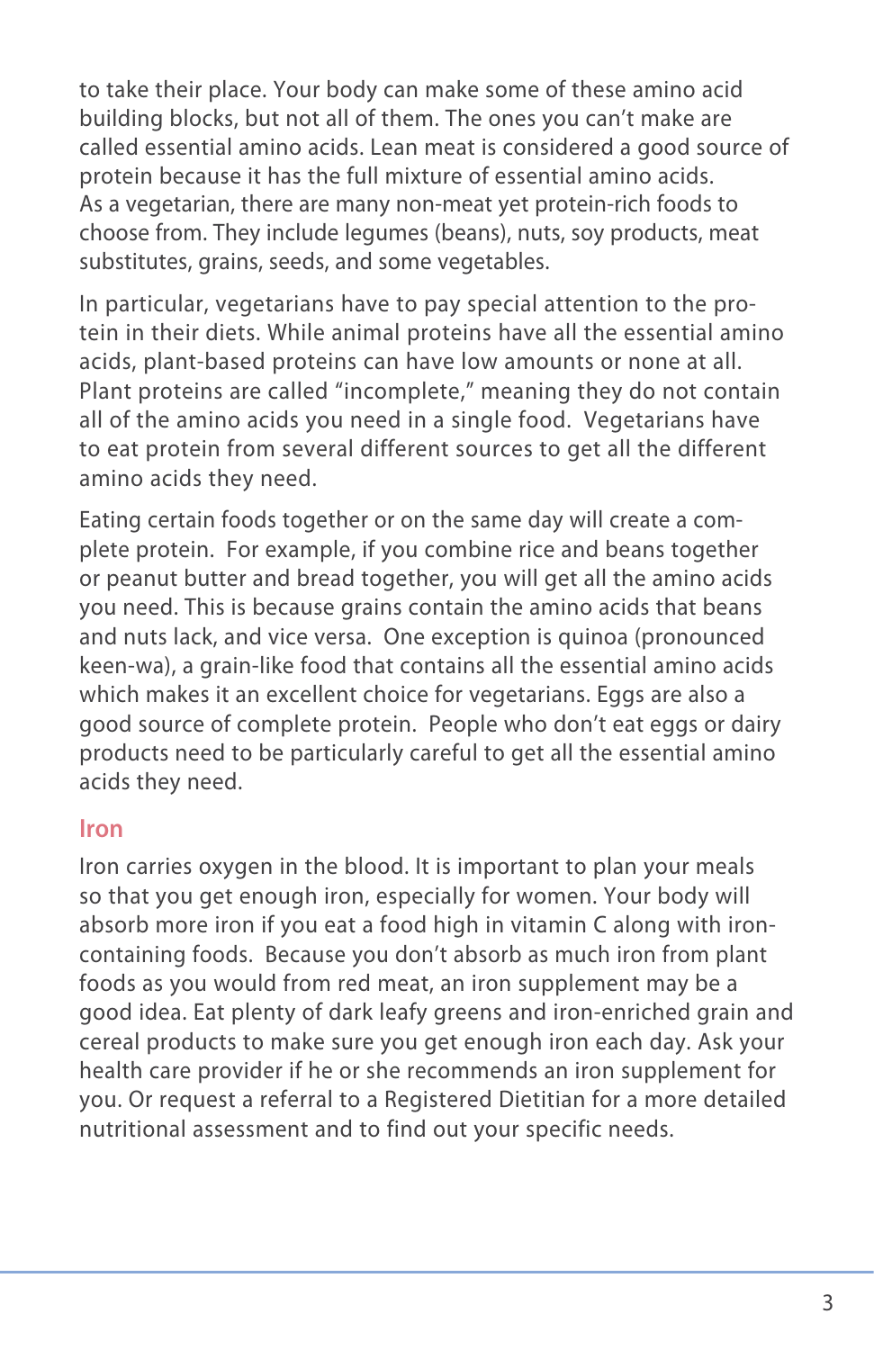to take their place. Your body can make some of these amino acid building blocks, but not all of them. The ones you can't make are called essential amino acids. Lean meat is considered a good source of protein because it has the full mixture of essential amino acids. As a vegetarian, there are many non-meat yet protein-rich foods to choose from. They include legumes (beans), nuts, soy products, meat substitutes, grains, seeds, and some vegetables.

In particular, vegetarians have to pay special attention to the protein in their diets. While animal proteins have all the essential amino acids, plant-based proteins can have low amounts or none at all. Plant proteins are called "incomplete," meaning they do not contain all of the amino acids you need in a single food. Vegetarians have to eat protein from several different sources to get all the different amino acids they need.

Eating certain foods together or on the same day will create a complete protein. For example, if you combine rice and beans together or peanut butter and bread together, you will get all the amino acids you need. This is because grains contain the amino acids that beans and nuts lack, and vice versa. One exception is quinoa (pronounced keen-wa), a grain-like food that contains all the essential amino acids which makes it an excellent choice for vegetarians. Eggs are also a good source of complete protein. People who don't eat eggs or dairy products need to be particularly careful to get all the essential amino acids they need.

## Iron

Iron carries oxygen in the blood. It is important to plan your meals so that you get enough iron, especially for women. Your body will absorb more iron if you eat a food high in vitamin C along with iron-containing foods. Because you don't absorb as much iron from plant foods as you would from red meat, an iron supplement may be a good idea. Eat plenty of dark leafy greens and iron-enriched grain and cereal products to make sure you get enough iron each day. Ask your health care provider if he or she recommends an iron supplement for you. Or request a referral to a Registered Dietitian for a more detailed nutritional assessment and to find out your specific needs.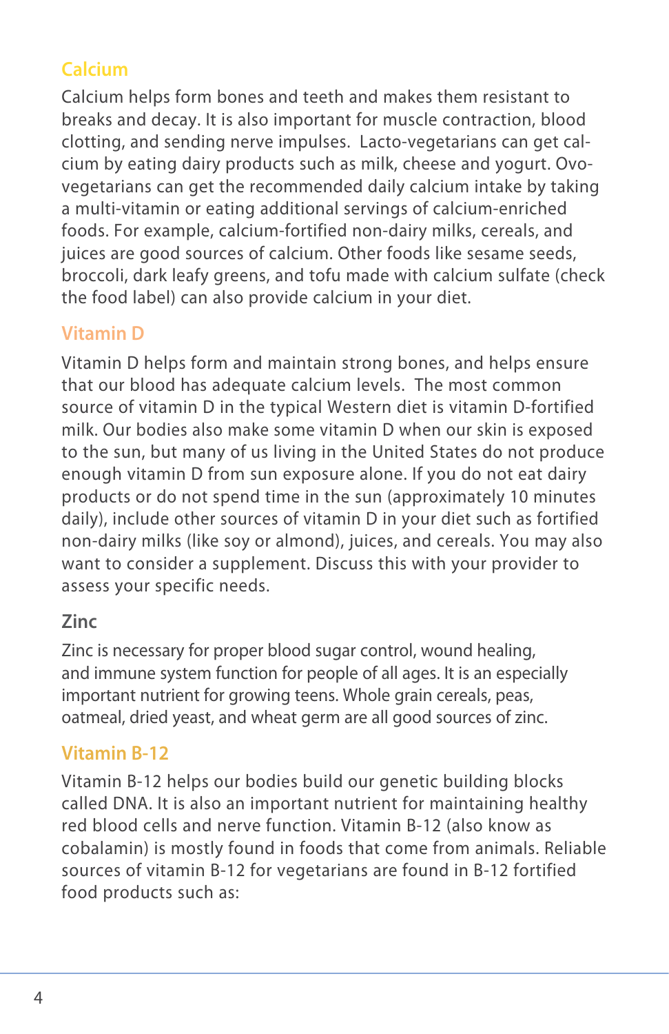## Calcium

Calcium helps form bones and teeth and makes them resistant to breaks and decay. It is also important for muscle contraction, blood clotting, and sending nerve impulses. Lacto-vegetarians can get calcium by eating dairy products such as milk, cheese and yogurt. Ovo-vegetarians can get the recommended daily calcium intake by taking a multi-vitamin or eating additional servings of calcium-enriched foods. For example, calcium-fortified non-dairy milks, cereals, and juices are good sources of calcium. Other foods like sesame seeds, broccoli, dark leafy greens, and tofu made with calcium sulfate (check the food label) can also provide calcium in your diet.

## Vitamin D

Vitamin D helps form and maintain strong bones, and helps ensure that our blood has adequate calcium levels. The most common source of vitamin D in the typical Western diet is vitamin D-fortified milk. Our bodies also make some vitamin D when our skin is exposed to the sun, but many of us living in the United States do not produce enough vitamin D from sun exposure alone. If you do not eat dairy products or do not spend time in the sun (approximately 10 minutes daily), include other sources of vitamin D in your diet such as fortified non-dairy milks (like soy or almond), juices, and cereals. You may also want to consider a supplement. Discuss this with your provider to assess your specific needs.

## Zinc

Zinc is necessary for proper blood sugar control, wound healing, and immune system function for people of all ages. It is an especially important nutrient for growing teens. Whole grain cereals, peas, oatmeal, dried yeast, and wheat germ are all good sources of zinc.

## Vitamin B-12

Vitamin B-12 helps our bodies build our genetic building blocks called DNA. It is also an important nutrient for maintaining healthy red blood cells and nerve function. Vitamin B-12 (also know as cobalamin) is mostly found in foods that come from animals. Reliable sources of vitamin B-12 for vegetarians are found in B-12 fortified food products such as: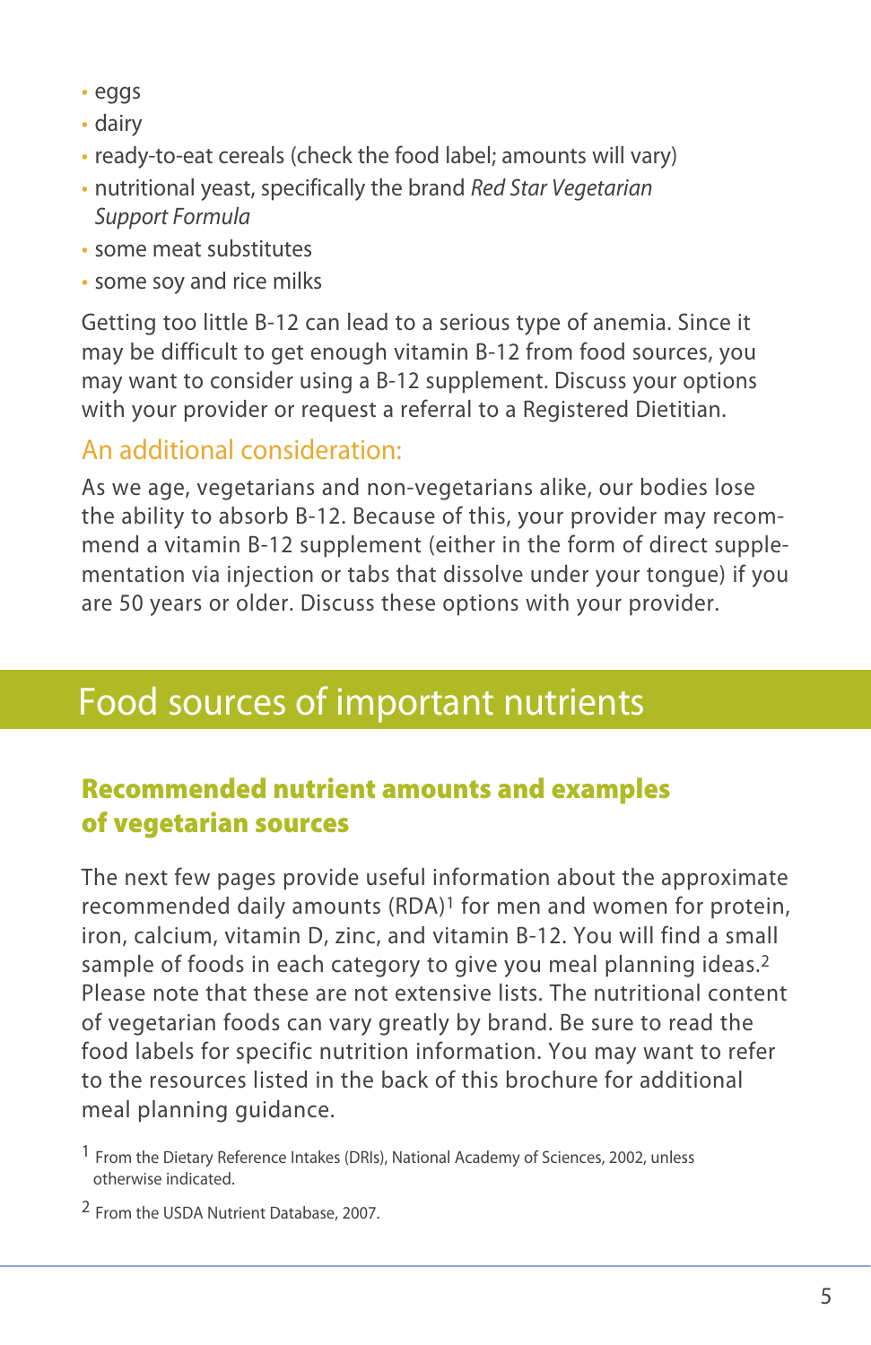- eggs
- dairy
- ready-to-eat cereals (check the food label; amounts will vary)
- nutritional yeast, specifically the brand *Red Star Vegetarian Support Formula*
- some meat substitutes
- some soy and rice milks

Getting too little B-12 can lead to a serious type of anemia. Since it may be difficult to get enough vitamin B-12 from food sources, you may want to consider using a B-12 supplement. Discuss your options with your provider or request a referral to a Registered Dietitian.

### An additional consideration:

As we age, vegetarians and non-vegetarians alike, our bodies lose the ability to absorb B-12. Because of this, your provider may recommend a vitamin B-12 supplement (either in the form of direct supplementation via injection or tabs that dissolve under your tongue) if you are 50 years or older. Discuss these options with your provider.

# Food sources of important nutrients

## Recommended nutrient amounts and examples of vegetarian sources

The next few pages provide useful information about the approximate recommended daily amounts (RDA)[1] for men and women for protein, iron, calcium, vitamin D, zinc, and vitamin B-12. You will find a small sample of foods in each category to give you meal planning ideas.[2] Please note that these are not extensive lists. The nutritional content of vegetarian foods can vary greatly by brand. Be sure to read the food labels for specific nutrition information. You may want to refer to the resources listed in the back of this brochure for additional meal planning guidance.

[1] From the Dietary Reference Intakes (DRIs), National Academy of Sciences, 2002, unless otherwise indicated.

[2] From the USDA Nutrient Database, 2007.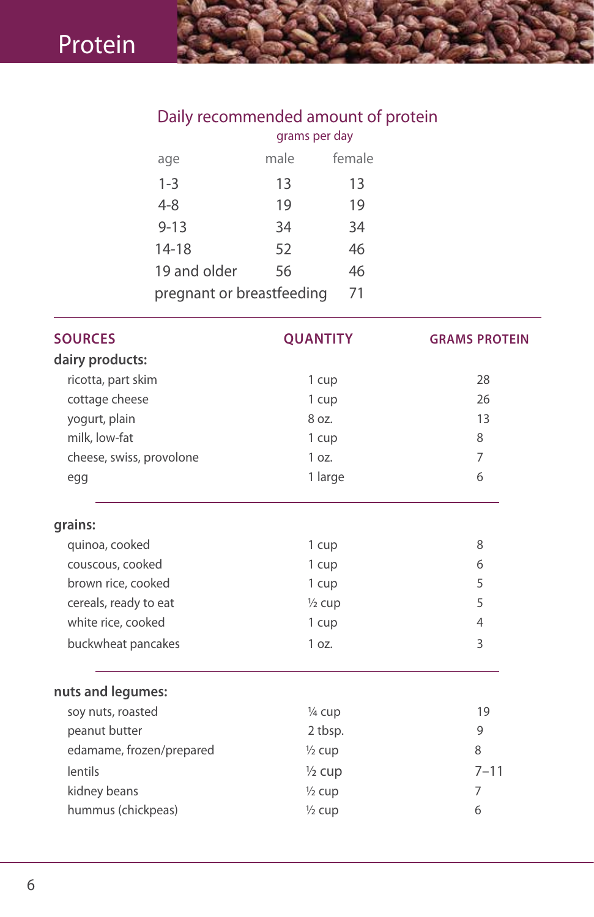# Protein

## Daily recommended amount of protein

grams per day

| age | male | female |
|---|---|---|
| 1-3 | 13 | 13 |
| 4-8 | 19 | 19 |
| 9-13 | 34 | 34 |
| 14-18 | 52 | 46 |
| 19 and older | 56 | 46 |
| pregnant or breastfeeding | | 71 |

| SOURCES | QUANTITY | GRAMS PROTEIN |
|---|---|---|
| **dairy products:** | | |
| ricotta, part skim | 1 cup | 28 |
| cottage cheese | 1 cup | 26 |
| yogurt, plain | 8 oz. | 13 |
| milk, low-fat | 1 cup | 8 |
| cheese, swiss, provolone | 1 oz. | 7 |
| egg | 1 large | 6 |
| **grains:** | | |
| quinoa, cooked | 1 cup | 8 |
| couscous, cooked | 1 cup | 6 |
| brown rice, cooked | 1 cup | 5 |
| cereals, ready to eat | ½ cup | 5 |
| white rice, cooked | 1 cup | 4 |
| buckwheat pancakes | 1 oz. | 3 |
| **nuts and legumes:** | | |
| soy nuts, roasted | ¼ cup | 19 |
| peanut butter | 2 tbsp. | 9 |
| edamame, frozen/prepared | ½ cup | 8 |
| lentils | ½ cup | 7–11 |
| kidney beans | ½ cup | 7 |
| hummus (chickpeas) | ½ cup | 6 |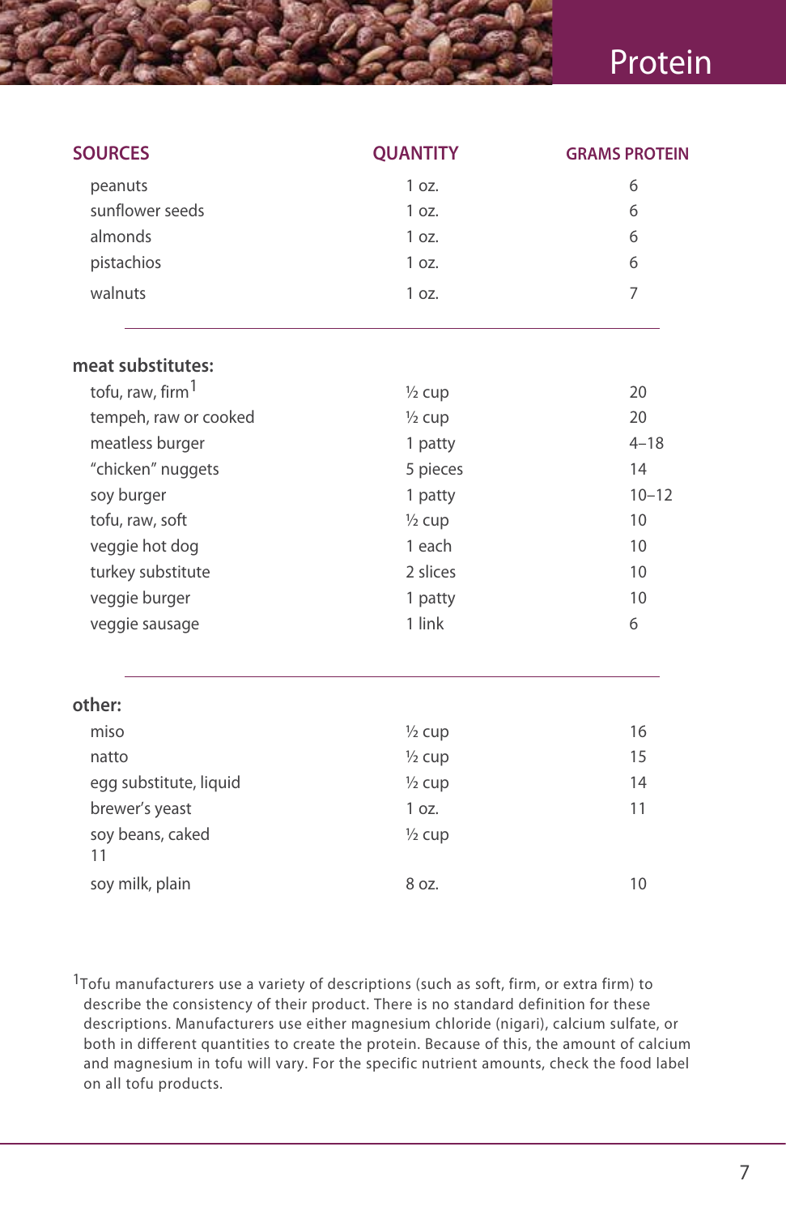# Protein

| SOURCES | QUANTITY | GRAMS PROTEIN |
|---|---|---|
| peanuts | 1 oz. | 6 |
| sunflower seeds | 1 oz. | 6 |
| almonds | 1 oz. | 6 |
| pistachios | 1 oz. | 6 |
| walnuts | 1 oz. | 7 |
| **meat substitutes:** | | |
| tofu, raw, firm[1] | ½ cup | 20 |
| tempeh, raw or cooked | ½ cup | 20 |
| meatless burger | 1 patty | 4–18 |
| "chicken" nuggets | 5 pieces | 14 |
| soy burger | 1 patty | 10–12 |
| tofu, raw, soft | ½ cup | 10 |
| veggie hot dog | 1 each | 10 |
| turkey substitute | 2 slices | 10 |
| veggie burger | 1 patty | 10 |
| veggie sausage | 1 link | 6 |
| **other:** | | |
| miso | ½ cup | 16 |
| natto | ½ cup | 15 |
| egg substitute, liquid | ½ cup | 14 |
| brewer's yeast | 1 oz. | 11 |
| soy beans, caked | ½ cup | 11 |
| soy milk, plain | 8 oz. | 10 |

[1]Tofu manufacturers use a variety of descriptions (such as soft, firm, or extra firm) to describe the consistency of their product. There is no standard definition for these descriptions. Manufacturers use either magnesium chloride (nigari), calcium sulfate, or both in different quantities to create the protein. Because of this, the amount of calcium and magnesium in tofu will vary. For the specific nutrient amounts, check the food label on all tofu products.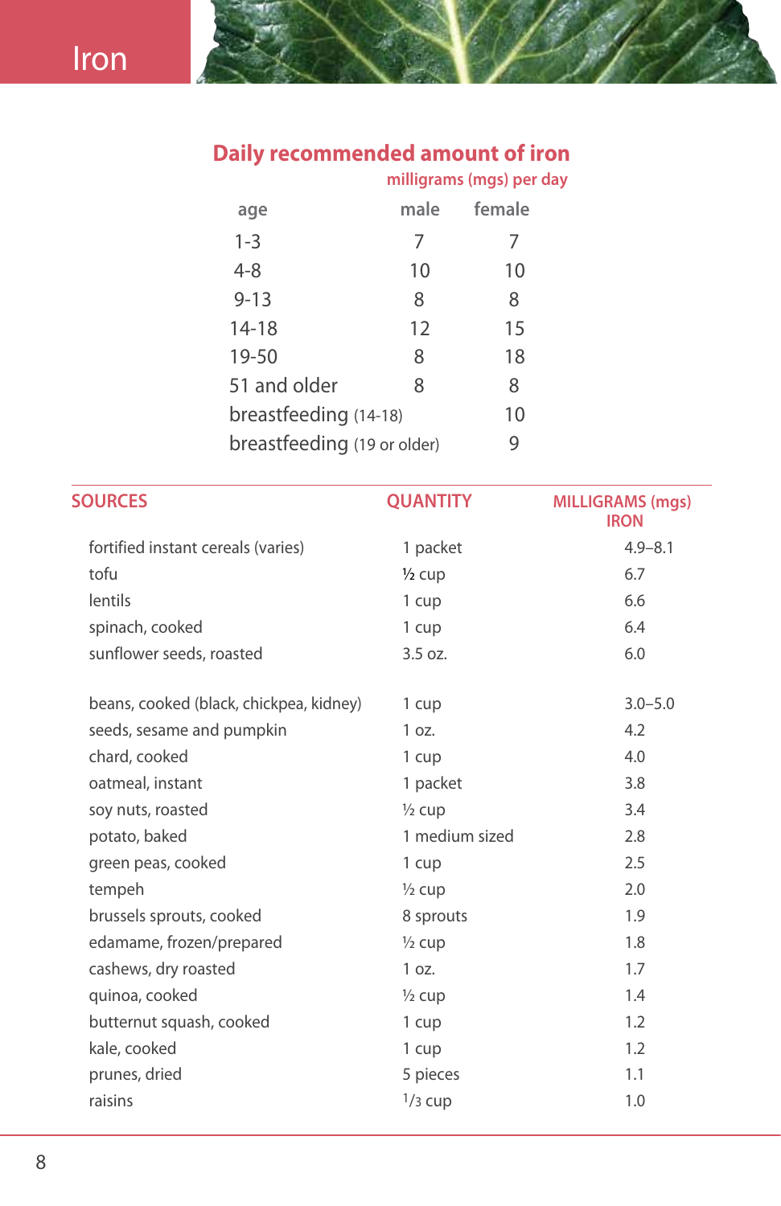# Iron

## Daily recommended amount of iron

milligrams (mgs) per day

| age | male | female |
|---|---|---|
| 1-3 | 7 | 7 |
| 4-8 | 10 | 10 |
| 9-13 | 8 | 8 |
| 14-18 | 12 | 15 |
| 19-50 | 8 | 18 |
| 51 and older | 8 | 8 |
| breastfeeding (14-18) | | 10 |
| breastfeeding (19 or older) | | 9 |

| SOURCES | QUANTITY | MILLIGRAMS (mgs) IRON |
|---|---|---|
| fortified instant cereals (varies) | 1 packet | 4.9–8.1 |
| tofu | ½ cup | 6.7 |
| lentils | 1 cup | 6.6 |
| spinach, cooked | 1 cup | 6.4 |
| sunflower seeds, roasted | 3.5 oz. | 6.0 |
| beans, cooked (black, chickpea, kidney) | 1 cup | 3.0–5.0 |
| seeds, sesame and pumpkin | 1 oz. | 4.2 |
| chard, cooked | 1 cup | 4.0 |
| oatmeal, instant | 1 packet | 3.8 |
| soy nuts, roasted | ½ cup | 3.4 |
| potato, baked | 1 medium sized | 2.8 |
| green peas, cooked | 1 cup | 2.5 |
| tempeh | ½ cup | 2.0 |
| brussels sprouts, cooked | 8 sprouts | 1.9 |
| edamame, frozen/prepared | ½ cup | 1.8 |
| cashews, dry roasted | 1 oz. | 1.7 |
| quinoa, cooked | ½ cup | 1.4 |
| butternut squash, cooked | 1 cup | 1.2 |
| kale, cooked | 1 cup | 1.2 |
| prunes, dried | 5 pieces | 1.1 |
| raisins | 1/3 cup | 1.0 |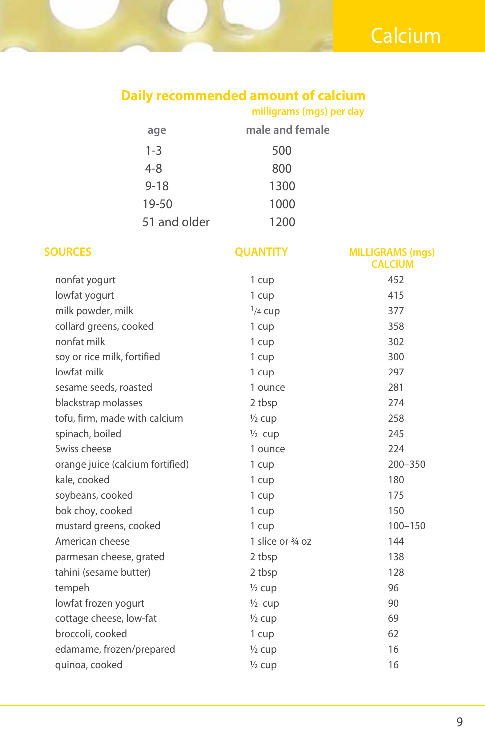# Calcium

## Daily recommended amount of calcium

| age | male and female (milligrams (mgs) per day) |
|---|---|
| 1-3 | 500 |
| 4-8 | 800 |
| 9-18 | 1300 |
| 19-50 | 1000 |
| 51 and older | 1200 |

| SOURCES | QUANTITY | MILLIGRAMS (mgs) CALCIUM |
|---|---|---|
| nonfat yogurt | 1 cup | 452 |
| lowfat yogurt | 1 cup | 415 |
| milk powder, milk | 1/4 cup | 377 |
| collard greens, cooked | 1 cup | 358 |
| nonfat milk | 1 cup | 302 |
| soy or rice milk, fortified | 1 cup | 300 |
| lowfat milk | 1 cup | 297 |
| sesame seeds, roasted | 1 ounce | 281 |
| blackstrap molasses | 2 tbsp | 274 |
| tofu, firm, made with calcium | ½ cup | 258 |
| spinach, boiled | ½ cup | 245 |
| Swiss cheese | 1 ounce | 224 |
| orange juice (calcium fortified) | 1 cup | 200–350 |
| kale, cooked | 1 cup | 180 |
| soybeans, cooked | 1 cup | 175 |
| bok choy, cooked | 1 cup | 150 |
| mustard greens, cooked | 1 cup | 100–150 |
| American cheese | 1 slice or ¾ oz | 144 |
| parmesan cheese, grated | 2 tbsp | 138 |
| tahini (sesame butter) | 2 tbsp | 128 |
| tempeh | ½ cup | 96 |
| lowfat frozen yogurt | ½ cup | 90 |
| cottage cheese, low-fat | ½ cup | 69 |
| broccoli, cooked | 1 cup | 62 |
| edamame, frozen/prepared | ½ cup | 16 |
| quinoa, cooked | ½ cup | 16 |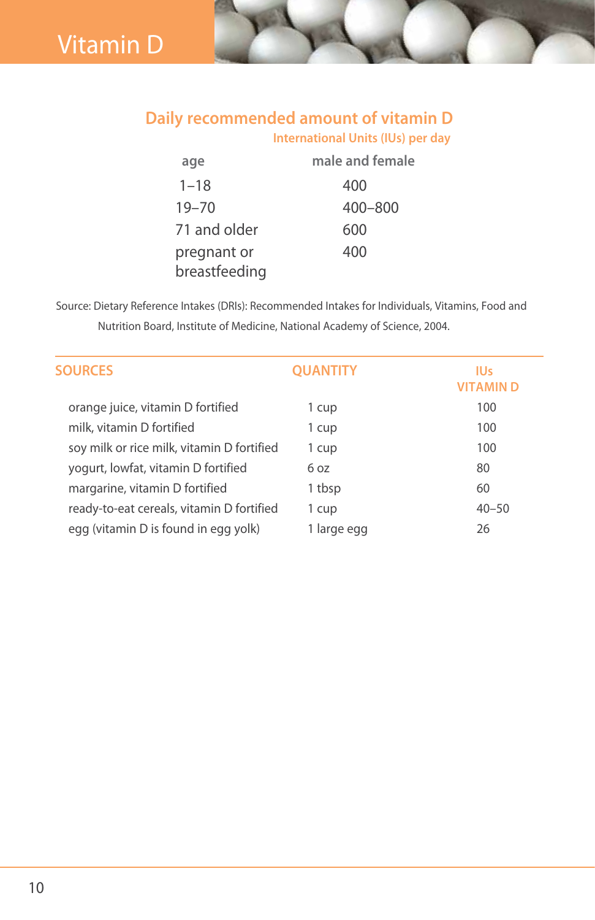# Vitamin D

## Daily recommended amount of vitamin D

International Units (IUs) per day

| age | male and female |
|---|---|
| 1–18 | 400 |
| 19–70 | 400–800 |
| 71 and older | 600 |
| pregnant or breastfeeding | 400 |

Source: Dietary Reference Intakes (DRIs): Recommended Intakes for Individuals, Vitamins, Food and Nutrition Board, Institute of Medicine, National Academy of Science, 2004.

| SOURCES | QUANTITY | IUs VITAMIN D |
|---|---|---|
| orange juice, vitamin D fortified | 1 cup | 100 |
| milk, vitamin D fortified | 1 cup | 100 |
| soy milk or rice milk, vitamin D fortified | 1 cup | 100 |
| yogurt, lowfat, vitamin D fortified | 6 oz | 80 |
| margarine, vitamin D fortified | 1 tbsp | 60 |
| ready-to-eat cereals, vitamin D fortified | 1 cup | 40–50 |
| egg (vitamin D is found in egg yolk) | 1 large egg | 26 |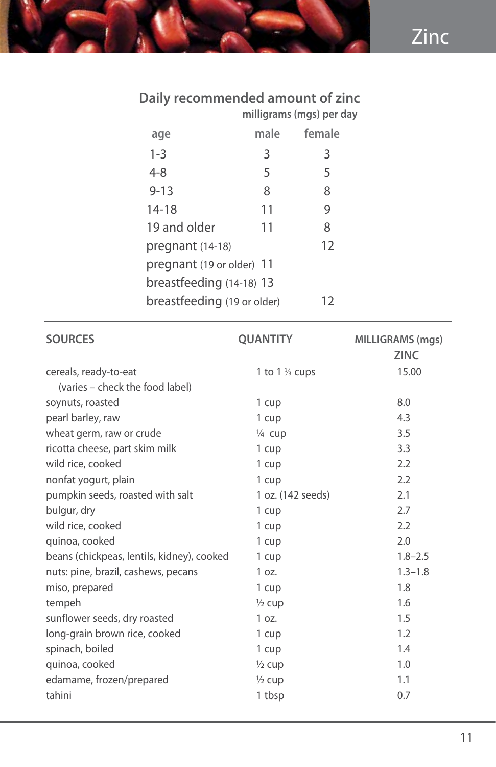# Zinc

## Daily recommended amount of zinc

milligrams (mgs) per day

| age | male | female |
|---|---|---|
| 1-3 | 3 | 3 |
| 4-8 | 5 | 5 |
| 9-13 | 8 | 8 |
| 14-18 | 11 | 9 |
| 19 and older | 11 | 8 |
| pregnant (14-18) | | 12 |
| pregnant (19 or older) | 11 | |
| breastfeeding (14-18) | 13 | |
| breastfeeding (19 or older) | | 12 |

| SOURCES | QUANTITY | MILLIGRAMS (mgs) ZINC |
|---|---|---|
| cereals, ready-to-eat (varies – check the food label) | 1 to 1 ⅓ cups | 15.00 |
| soynuts, roasted | 1 cup | 8.0 |
| pearl barley, raw | 1 cup | 4.3 |
| wheat germ, raw or crude | ¼ cup | 3.5 |
| ricotta cheese, part skim milk | 1 cup | 3.3 |
| wild rice, cooked | 1 cup | 2.2 |
| nonfat yogurt, plain | 1 cup | 2.2 |
| pumpkin seeds, roasted with salt | 1 oz. (142 seeds) | 2.1 |
| bulgur, dry | 1 cup | 2.7 |
| wild rice, cooked | 1 cup | 2.2 |
| quinoa, cooked | 1 cup | 2.0 |
| beans (chickpeas, lentils, kidney), cooked | 1 cup | 1.8–2.5 |
| nuts: pine, brazil, cashews, pecans | 1 oz. | 1.3–1.8 |
| miso, prepared | 1 cup | 1.8 |
| tempeh | ½ cup | 1.6 |
| sunflower seeds, dry roasted | 1 oz. | 1.5 |
| long-grain brown rice, cooked | 1 cup | 1.2 |
| spinach, boiled | 1 cup | 1.4 |
| quinoa, cooked | ½ cup | 1.0 |
| edamame, frozen/prepared | ½ cup | 1.1 |
| tahini | 1 tbsp | 0.7 |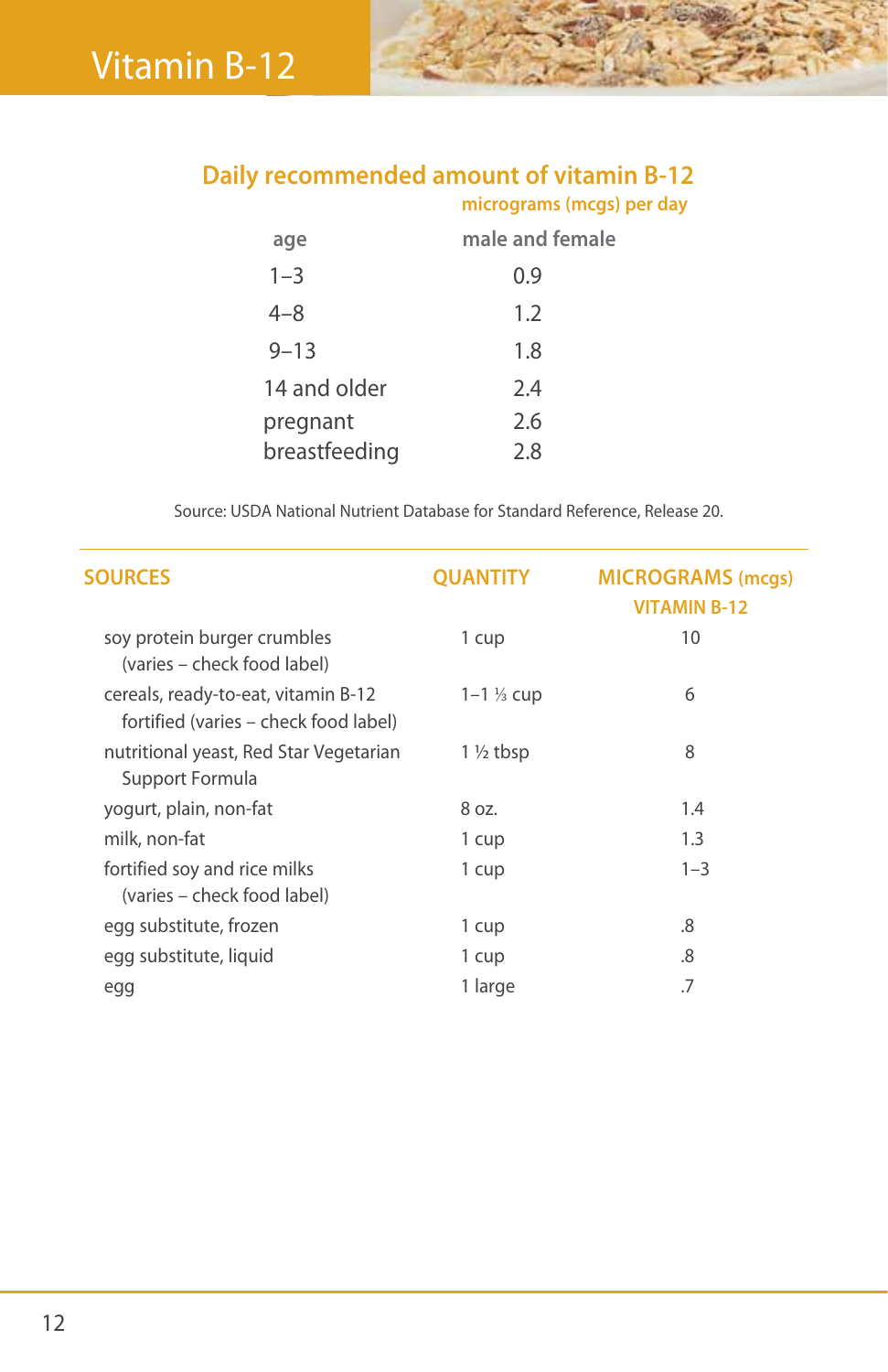# Vitamin B-12

## Daily recommended amount of vitamin B-12

| age | micrograms (mcgs) per day male and female |
|---|---|
| 1–3 | 0.9 |
| 4–8 | 1.2 |
| 9–13 | 1.8 |
| 14 and older | 2.4 |
| pregnant | 2.6 |
| breastfeeding | 2.8 |

Source: USDA National Nutrient Database for Standard Reference, Release 20.

| SOURCES | QUANTITY | MICROGRAMS (mcgs) VITAMIN B-12 |
|---|---|---|
| soy protein burger crumbles (varies – check food label) | 1 cup | 10 |
| cereals, ready-to-eat, vitamin B-12 fortified (varies – check food label) | 1–1 ⅓ cup | 6 |
| nutritional yeast, Red Star Vegetarian Support Formula | 1 ½ tbsp | 8 |
| yogurt, plain, non-fat | 8 oz. | 1.4 |
| milk, non-fat | 1 cup | 1.3 |
| fortified soy and rice milks (varies – check food label) | 1 cup | 1–3 |
| egg substitute, frozen | 1 cup | .8 |
| egg substitute, liquid | 1 cup | .8 |
| egg | 1 large | .7 |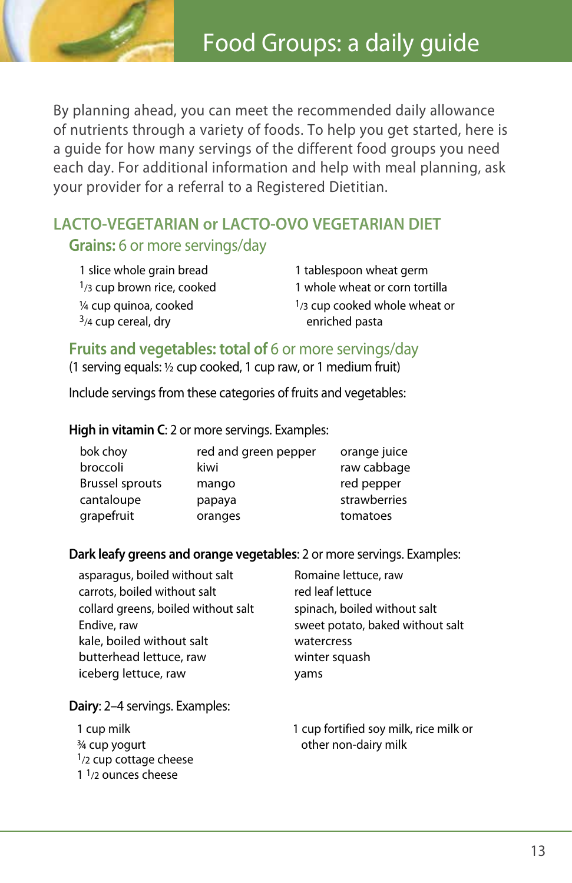# Food Groups: a daily guide

By planning ahead, you can meet the recommended daily allowance of nutrients through a variety of foods. To help you get started, here is a guide for how many servings of the different food groups you need each day. For additional information and help with meal planning, ask your provider for a referral to a Registered Dietitian.

## LACTO-VEGETARIAN or LACTO-OVO VEGETARIAN DIET

### Grains: 6 or more servings/day

- 1 slice whole grain bread
- 1/3 cup brown rice, cooked
- ¼ cup quinoa, cooked
- 3/4 cup cereal, dry
- 1 tablespoon wheat germ
- 1 whole wheat or corn tortilla
- 1/3 cup cooked whole wheat or enriched pasta

### Fruits and vegetables: total of 6 or more servings/day

(1 serving equals: ½ cup cooked, 1 cup raw, or 1 medium fruit)

Include servings from these categories of fruits and vegetables:

**High in vitamin C**: 2 or more servings. Examples:

- bok choy
- broccoli
- Brussel sprouts
- cantaloupe
- grapefruit
- red and green pepper
- kiwi
- mango
- papaya
- oranges
- orange juice
- raw cabbage
- red pepper
- strawberries
- tomatoes

**Dark leafy greens and orange vegetables**: 2 or more servings. Examples:

- asparagus, boiled without salt
- carrots, boiled without salt
- collard greens, boiled without salt
- Endive, raw
- kale, boiled without salt
- butterhead lettuce, raw
- iceberg lettuce, raw
- Romaine lettuce, raw
- red leaf lettuce
- spinach, boiled without salt
- sweet potato, baked without salt
- watercress
- winter squash
- yams

**Dairy**: 2–4 servings. Examples:

- 1 cup milk
- ¾ cup yogurt
- 1/2 cup cottage cheese
- 1 1/2 ounces cheese
- 1 cup fortified soy milk, rice milk or other non-dairy milk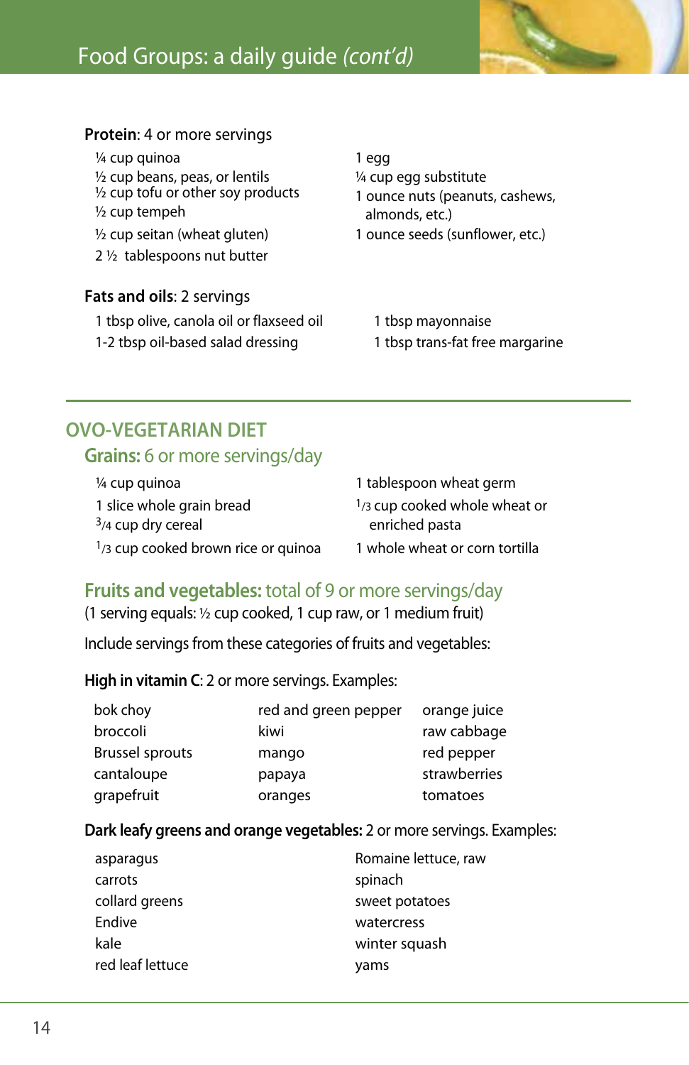## Food Groups: a daily guide *(cont'd)*

**Protein**: 4 or more servings

- ¼ cup quinoa
- ½ cup beans, peas, or lentils
- ½ cup tofu or other soy products
- ½ cup tempeh
- ½ cup seitan (wheat gluten)
- 2 ½ tablespoons nut butter
- 1 egg
- ¼ cup egg substitute
- 1 ounce nuts (peanuts, cashews, almonds, etc.)
- 1 ounce seeds (sunflower, etc.)

**Fats and oils**: 2 servings

- 1 tbsp olive, canola oil or flaxseed oil
- 1-2 tbsp oil-based salad dressing
- 1 tbsp mayonnaise
- 1 tbsp trans-fat free margarine

# OVO-VEGETARIAN DIET

## Grains: 6 or more servings/day

- ¼ cup quinoa
- 1 slice whole grain bread
- 3/4 cup dry cereal
- 1/3 cup cooked brown rice or quinoa
- 1 tablespoon wheat germ
- 1/3 cup cooked whole wheat or enriched pasta
- 1 whole wheat or corn tortilla

## Fruits and vegetables: total of 9 or more servings/day

(1 serving equals: ½ cup cooked, 1 cup raw, or 1 medium fruit)

Include servings from these categories of fruits and vegetables:

**High in vitamin C**: 2 or more servings. Examples:

- bok choy
- broccoli
- Brussel sprouts
- cantaloupe
- grapefruit
- red and green pepper
- kiwi
- mango
- papaya
- oranges
- orange juice
- raw cabbage
- red pepper
- strawberries
- tomatoes

**Dark leafy greens and orange vegetables:** 2 or more servings. Examples:

- asparagus
- carrots
- collard greens
- Endive
- kale
- red leaf lettuce
- Romaine lettuce, raw
- spinach
- sweet potatoes
- watercress
- winter squash
- yams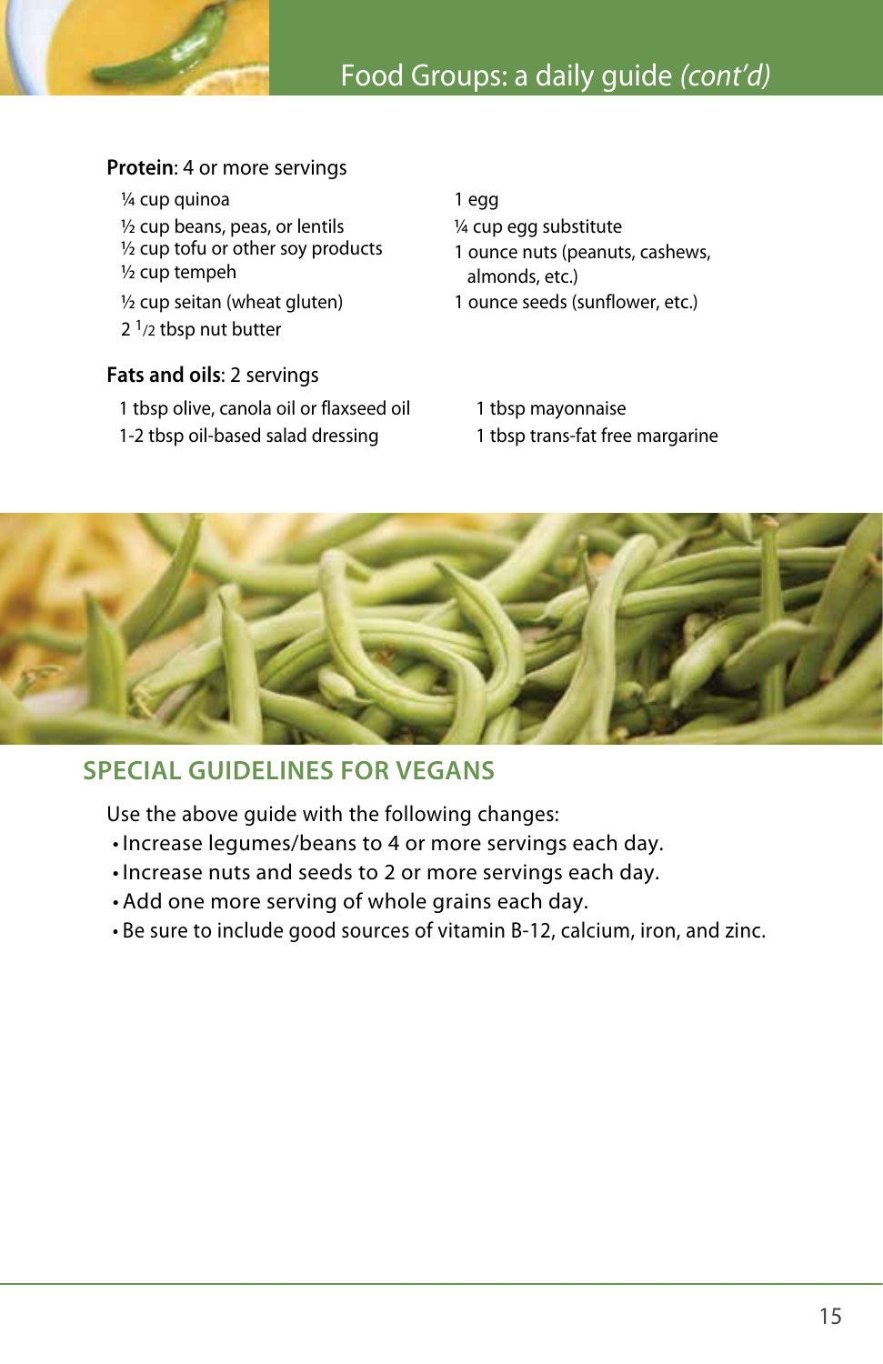# Food Groups: a daily guide *(cont'd)*

**Protein**: 4 or more servings

- ¼ cup quinoa
- ½ cup beans, peas, or lentils
- ½ cup tofu or other soy products
- ½ cup tempeh
- ½ cup seitan (wheat gluten)
- 2 1/2 tbsp nut butter
- 1 egg
- ¼ cup egg substitute
- 1 ounce nuts (peanuts, cashews, almonds, etc.)
- 1 ounce seeds (sunflower, etc.)

**Fats and oils**: 2 servings

- 1 tbsp olive, canola oil or flaxseed oil
- 1-2 tbsp oil-based salad dressing
- 1 tbsp mayonnaise
- 1 tbsp trans-fat free margarine

## SPECIAL GUIDELINES FOR VEGANS

Use the above guide with the following changes:

- Increase legumes/beans to 4 or more servings each day.
- Increase nuts and seeds to 2 or more servings each day.
- Add one more serving of whole grains each day.
- Be sure to include good sources of vitamin B-12, calcium, iron, and zinc.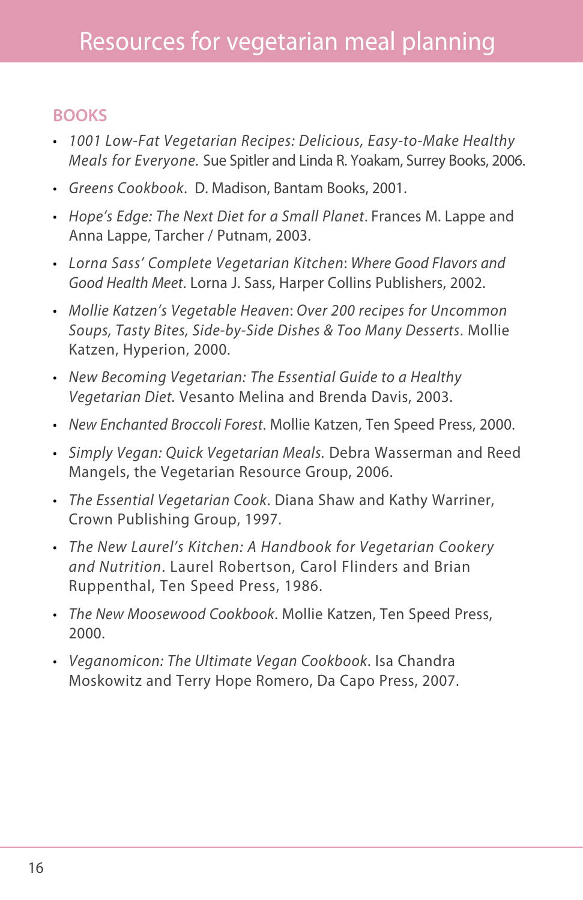# Resources for vegetarian meal planning

## BOOKS

- *1001 Low-Fat Vegetarian Recipes: Delicious, Easy-to-Make Healthy Meals for Everyone.* Sue Spitler and Linda R. Yoakam, Surrey Books, 2006.
- *Greens Cookbook*. D. Madison, Bantam Books, 2001.
- *Hope's Edge: The Next Diet for a Small Planet*. Frances M. Lappe and Anna Lappe, Tarcher / Putnam, 2003.
- *Lorna Sass' Complete Vegetarian Kitchen*: *Where Good Flavors and Good Health Meet*. Lorna J. Sass, Harper Collins Publishers, 2002.
- *Mollie Katzen's Vegetable Heaven*: *Over 200 recipes for Uncommon Soups, Tasty Bites, Side-by-Side Dishes & Too Many Desserts*. Mollie Katzen, Hyperion, 2000.
- *New Becoming Vegetarian: The Essential Guide to a Healthy Vegetarian Diet*. Vesanto Melina and Brenda Davis, 2003.
- *New Enchanted Broccoli Forest*. Mollie Katzen, Ten Speed Press, 2000.
- *Simply Vegan: Quick Vegetarian Meals*. Debra Wasserman and Reed Mangels, the Vegetarian Resource Group, 2006.
- *The Essential Vegetarian Cook*. Diana Shaw and Kathy Warriner, Crown Publishing Group, 1997.
- *The New Laurel's Kitchen: A Handbook for Vegetarian Cookery and Nutrition*. Laurel Robertson, Carol Flinders and Brian Ruppenthal, Ten Speed Press, 1986.
- *The New Moosewood Cookbook*. Mollie Katzen, Ten Speed Press, 2000.
- *Veganomicon: The Ultimate Vegan Cookbook*. Isa Chandra Moskowitz and Terry Hope Romero, Da Capo Press, 2007.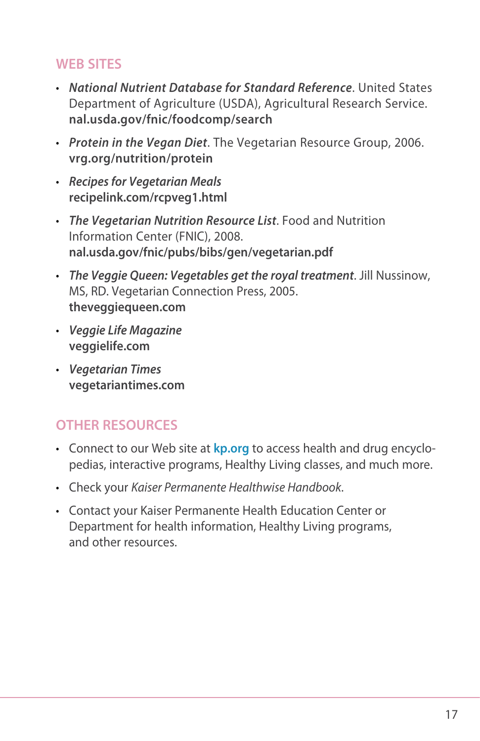## WEB SITES

- ***National Nutrient Database for Standard Reference***. United States Department of Agriculture (USDA), Agricultural Research Service. **nal.usda.gov/fnic/foodcomp/search**
- ***Protein in the Vegan Diet***. The Vegetarian Resource Group, 2006. **vrg.org/nutrition/protein**
- *Recipes for Vegetarian Meals* **recipelink.com/rcpveg1.html**
- ***The Vegetarian Nutrition Resource List***. Food and Nutrition Information Center (FNIC), 2008. **nal.usda.gov/fnic/pubs/bibs/gen/vegetarian.pdf**
- ***The Veggie Queen: Vegetables get the royal treatment***. Jill Nussinow, MS, RD. Vegetarian Connection Press, 2005. **theveggiequeen.com**
- *Veggie Life Magazine* **veggielife.com**
- *Vegetarian Times* **vegetariantimes.com**

## OTHER RESOURCES

- Connect to our Web site at **kp.org** to access health and drug encyclopedias, interactive programs, Healthy Living classes, and much more.
- Check your *Kaiser Permanente Healthwise Handbook*.
- Contact your Kaiser Permanente Health Education Center or Department for health information, Healthy Living programs, and other resources.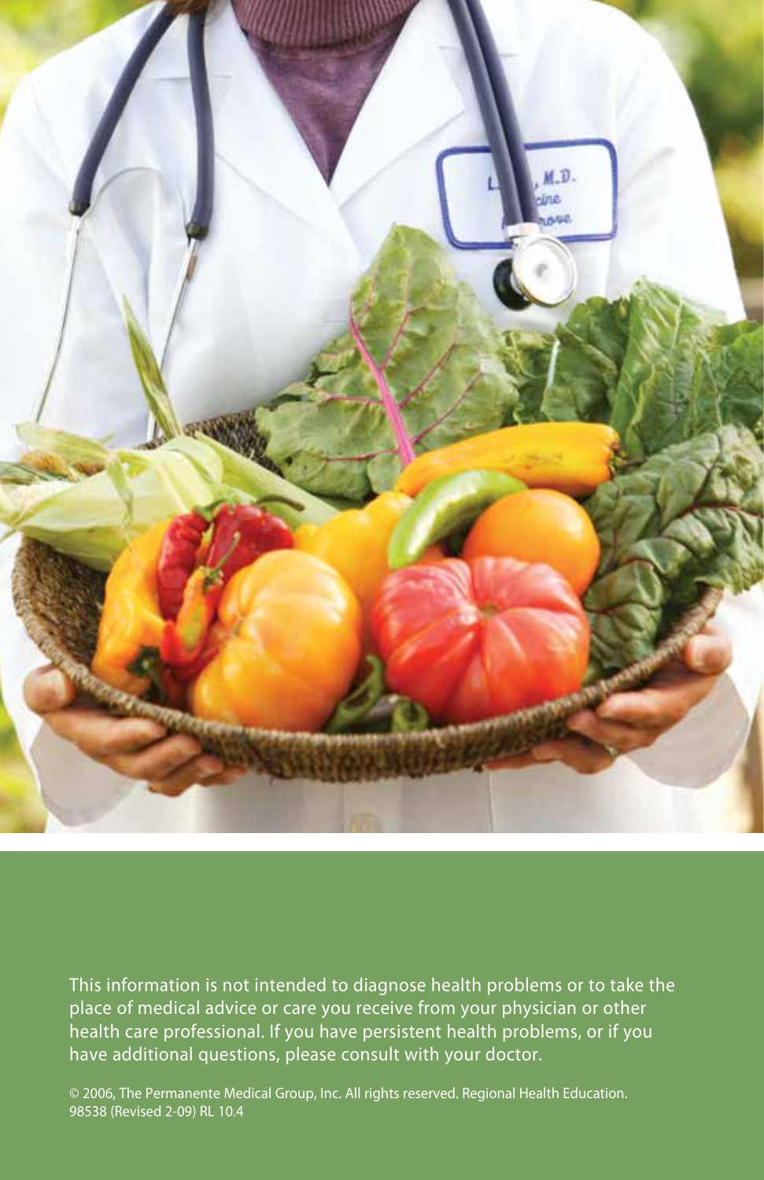This information is not intended to diagnose health problems or to take the place of medical advice or care you receive from your physician or other health care professional. If you have persistent health problems, or if you have additional questions, please consult with your doctor.

© 2006, The Permanente Medical Group, Inc. All rights reserved. Regional Health Education. 98538 (Revised 2-09) RL 10.4